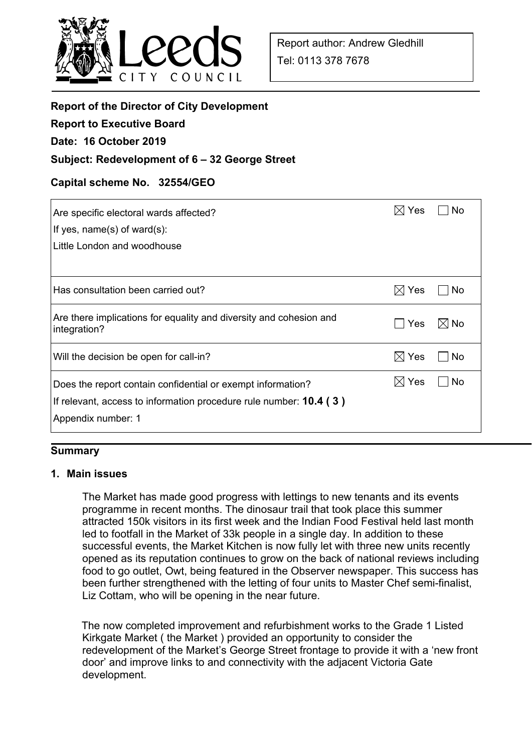Leeds CITY COUNCIL

Report author: Andrew Gledhill
Tel: 0113 378 7678

**Report of the Director of City Development**

**Report to Executive Board**

**Date: 16 October 2019**

**Subject: Redevelopment of 6 – 32 George Street**

**Capital scheme No. 32554/GEO**

| | | |
|---|---|---|
| Are specific electoral wards affected?<br>If yes, name(s) of ward(s):<br>Little London and woodhouse | ☒ Yes | ☐ No |
| Has consultation been carried out? | ☒ Yes | ☐ No |
| Are there implications for equality and diversity and cohesion and integration? | ☐ Yes | ☒ No |
| Will the decision be open for call-in? | ☒ Yes | ☐ No |
| Does the report contain confidential or exempt information?<br>If relevant, access to information procedure rule number: **10.4 ( 3 )**<br>Appendix number: 1 | ☒ Yes | ☐ No |

## Summary

### 1. Main issues

The Market has made good progress with lettings to new tenants and its events programme in recent months. The dinosaur trail that took place this summer attracted 150k visitors in its first week and the Indian Food Festival held last month led to footfall in the Market of 33k people in a single day. In addition to these successful events, the Market Kitchen is now fully let with three new units recently opened as its reputation continues to grow on the back of national reviews including food to go outlet, Owt, being featured in the Observer newspaper. This success has been further strengthened with the letting of four units to Master Chef semi-finalist, Liz Cottam, who will be opening in the near future.

The now completed improvement and refurbishment works to the Grade 1 Listed Kirkgate Market ( the Market ) provided an opportunity to consider the redevelopment of the Market's George Street frontage to provide it with a 'new front door' and improve links to and connectivity with the adjacent Victoria Gate development.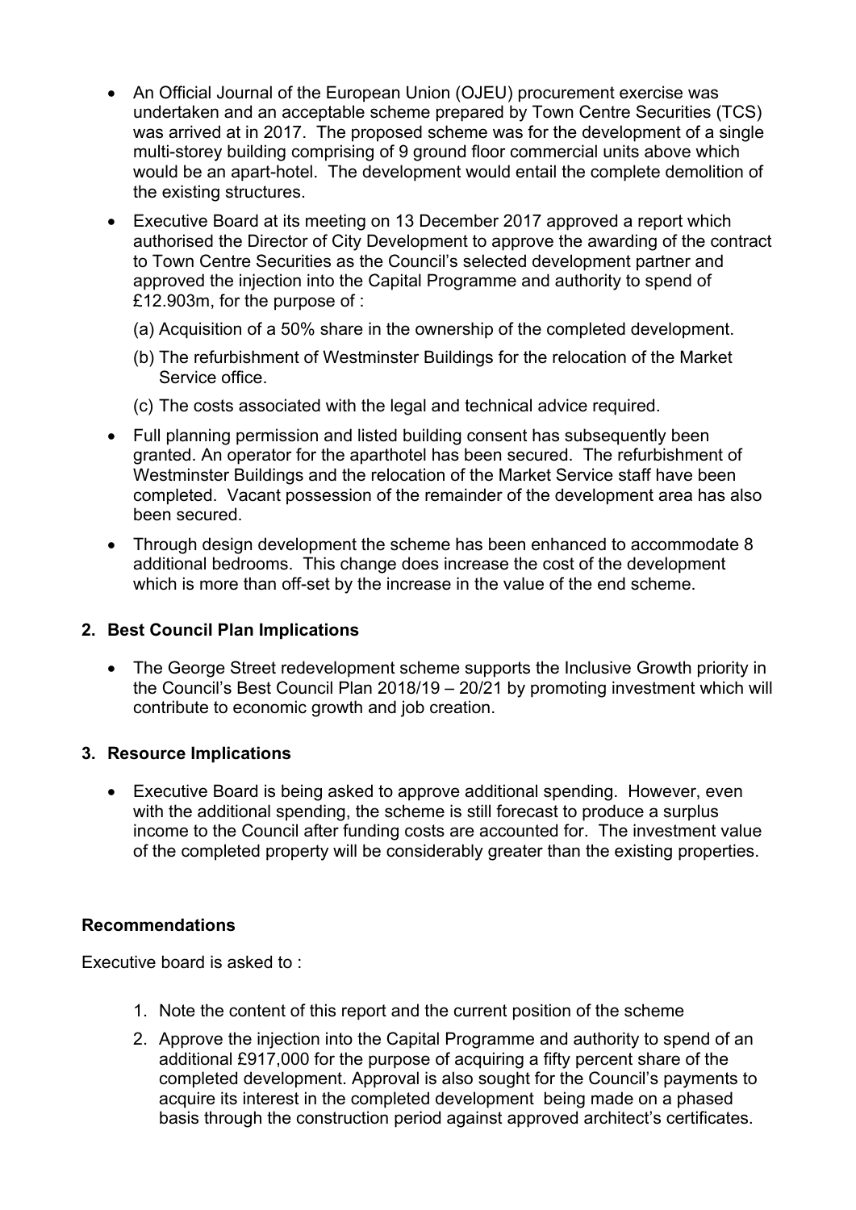- An Official Journal of the European Union (OJEU) procurement exercise was undertaken and an acceptable scheme prepared by Town Centre Securities (TCS) was arrived at in 2017. The proposed scheme was for the development of a single multi-storey building comprising of 9 ground floor commercial units above which would be an apart-hotel. The development would entail the complete demolition of the existing structures.
- Executive Board at its meeting on 13 December 2017 approved a report which authorised the Director of City Development to approve the awarding of the contract to Town Centre Securities as the Council's selected development partner and approved the injection into the Capital Programme and authority to spend of £12.903m, for the purpose of :
  - (a) Acquisition of a 50% share in the ownership of the completed development.
  - (b) The refurbishment of Westminster Buildings for the relocation of the Market Service office.
  - (c) The costs associated with the legal and technical advice required.
- Full planning permission and listed building consent has subsequently been granted. An operator for the aparthotel has been secured. The refurbishment of Westminster Buildings and the relocation of the Market Service staff have been completed. Vacant possession of the remainder of the development area has also been secured.
- Through design development the scheme has been enhanced to accommodate 8 additional bedrooms. This change does increase the cost of the development which is more than off-set by the increase in the value of the end scheme.

## 2. Best Council Plan Implications

- The George Street redevelopment scheme supports the Inclusive Growth priority in the Council's Best Council Plan 2018/19 – 20/21 by promoting investment which will contribute to economic growth and job creation.

## 3. Resource Implications

- Executive Board is being asked to approve additional spending. However, even with the additional spending, the scheme is still forecast to produce a surplus income to the Council after funding costs are accounted for. The investment value of the completed property will be considerably greater than the existing properties.

## Recommendations

Executive board is asked to :

1. Note the content of this report and the current position of the scheme
2. Approve the injection into the Capital Programme and authority to spend of an additional £917,000 for the purpose of acquiring a fifty percent share of the completed development. Approval is also sought for the Council's payments to acquire its interest in the completed development being made on a phased basis through the construction period against approved architect's certificates.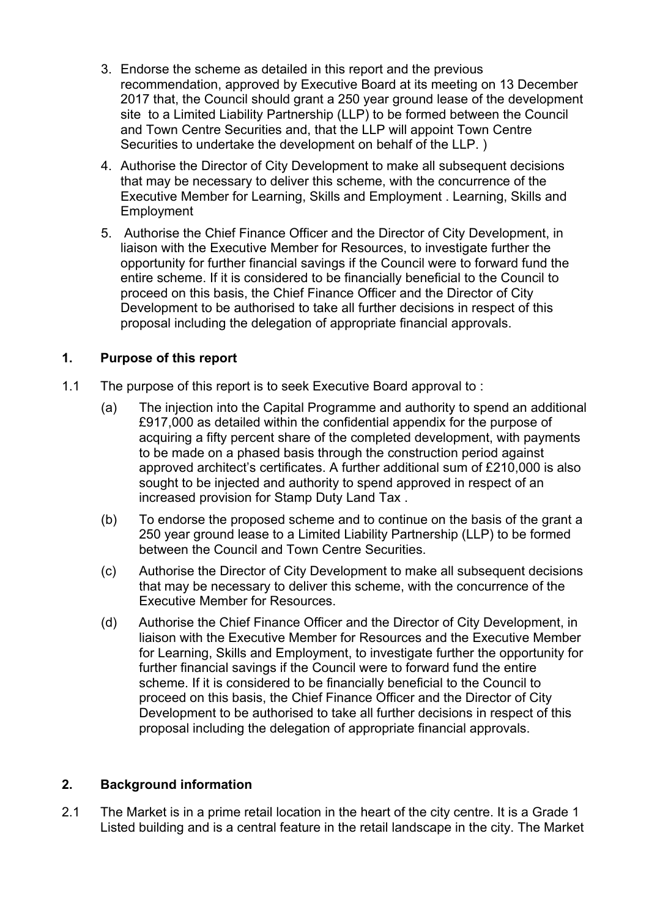3. Endorse the scheme as detailed in this report and the previous recommendation, approved by Executive Board at its meeting on 13 December 2017 that, the Council should grant a 250 year ground lease of the development site to a Limited Liability Partnership (LLP) to be formed between the Council and Town Centre Securities and, that the LLP will appoint Town Centre Securities to undertake the development on behalf of the LLP. )
4. Authorise the Director of City Development to make all subsequent decisions that may be necessary to deliver this scheme, with the concurrence of the Executive Member for Learning, Skills and Employment . Learning, Skills and Employment
5. Authorise the Chief Finance Officer and the Director of City Development, in liaison with the Executive Member for Resources, to investigate further the opportunity for further financial savings if the Council were to forward fund the entire scheme. If it is considered to be financially beneficial to the Council to proceed on this basis, the Chief Finance Officer and the Director of City Development to be authorised to take all further decisions in respect of this proposal including the delegation of appropriate financial approvals.

## 1. Purpose of this report

1.1 The purpose of this report is to seek Executive Board approval to :

(a) The injection into the Capital Programme and authority to spend an additional £917,000 as detailed within the confidential appendix for the purpose of acquiring a fifty percent share of the completed development, with payments to be made on a phased basis through the construction period against approved architect's certificates. A further additional sum of £210,000 is also sought to be injected and authority to spend approved in respect of an increased provision for Stamp Duty Land Tax .

(b) To endorse the proposed scheme and to continue on the basis of the grant a 250 year ground lease to a Limited Liability Partnership (LLP) to be formed between the Council and Town Centre Securities.

(c) Authorise the Director of City Development to make all subsequent decisions that may be necessary to deliver this scheme, with the concurrence of the Executive Member for Resources.

(d) Authorise the Chief Finance Officer and the Director of City Development, in liaison with the Executive Member for Resources and the Executive Member for Learning, Skills and Employment, to investigate further the opportunity for further financial savings if the Council were to forward fund the entire scheme. If it is considered to be financially beneficial to the Council to proceed on this basis, the Chief Finance Officer and the Director of City Development to be authorised to take all further decisions in respect of this proposal including the delegation of appropriate financial approvals.

## 2. Background information

2.1 The Market is in a prime retail location in the heart of the city centre. It is a Grade 1 Listed building and is a central feature in the retail landscape in the city. The Market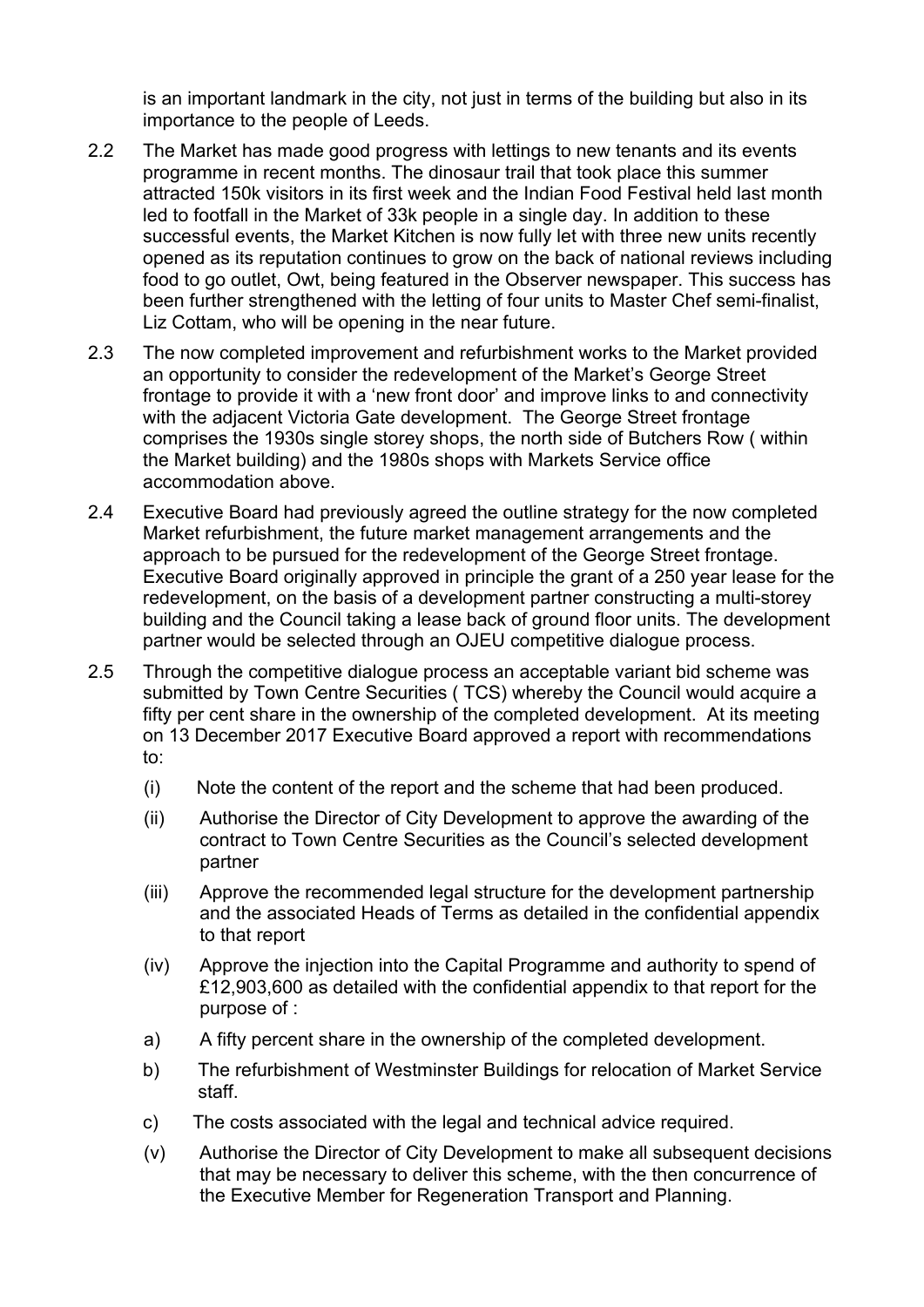is an important landmark in the city, not just in terms of the building but also in its importance to the people of Leeds.

2.2 The Market has made good progress with lettings to new tenants and its events programme in recent months. The dinosaur trail that took place this summer attracted 150k visitors in its first week and the Indian Food Festival held last month led to footfall in the Market of 33k people in a single day. In addition to these successful events, the Market Kitchen is now fully let with three new units recently opened as its reputation continues to grow on the back of national reviews including food to go outlet, Owt, being featured in the Observer newspaper. This success has been further strengthened with the letting of four units to Master Chef semi-finalist, Liz Cottam, who will be opening in the near future.

2.3 The now completed improvement and refurbishment works to the Market provided an opportunity to consider the redevelopment of the Market's George Street frontage to provide it with a 'new front door' and improve links to and connectivity with the adjacent Victoria Gate development. The George Street frontage comprises the 1930s single storey shops, the north side of Butchers Row ( within the Market building) and the 1980s shops with Markets Service office accommodation above.

2.4 Executive Board had previously agreed the outline strategy for the now completed Market refurbishment, the future market management arrangements and the approach to be pursued for the redevelopment of the George Street frontage. Executive Board originally approved in principle the grant of a 250 year lease for the redevelopment, on the basis of a development partner constructing a multi-storey building and the Council taking a lease back of ground floor units. The development partner would be selected through an OJEU competitive dialogue process.

2.5 Through the competitive dialogue process an acceptable variant bid scheme was submitted by Town Centre Securities ( TCS) whereby the Council would acquire a fifty per cent share in the ownership of the completed development. At its meeting on 13 December 2017 Executive Board approved a report with recommendations to:

(i) Note the content of the report and the scheme that had been produced.

(ii) Authorise the Director of City Development to approve the awarding of the contract to Town Centre Securities as the Council's selected development partner

(iii) Approve the recommended legal structure for the development partnership and the associated Heads of Terms as detailed in the confidential appendix to that report

(iv) Approve the injection into the Capital Programme and authority to spend of £12,903,600 as detailed with the confidential appendix to that report for the purpose of :

a) A fifty percent share in the ownership of the completed development.

b) The refurbishment of Westminster Buildings for relocation of Market Service staff.

c) The costs associated with the legal and technical advice required.

(v) Authorise the Director of City Development to make all subsequent decisions that may be necessary to deliver this scheme, with the then concurrence of the Executive Member for Regeneration Transport and Planning.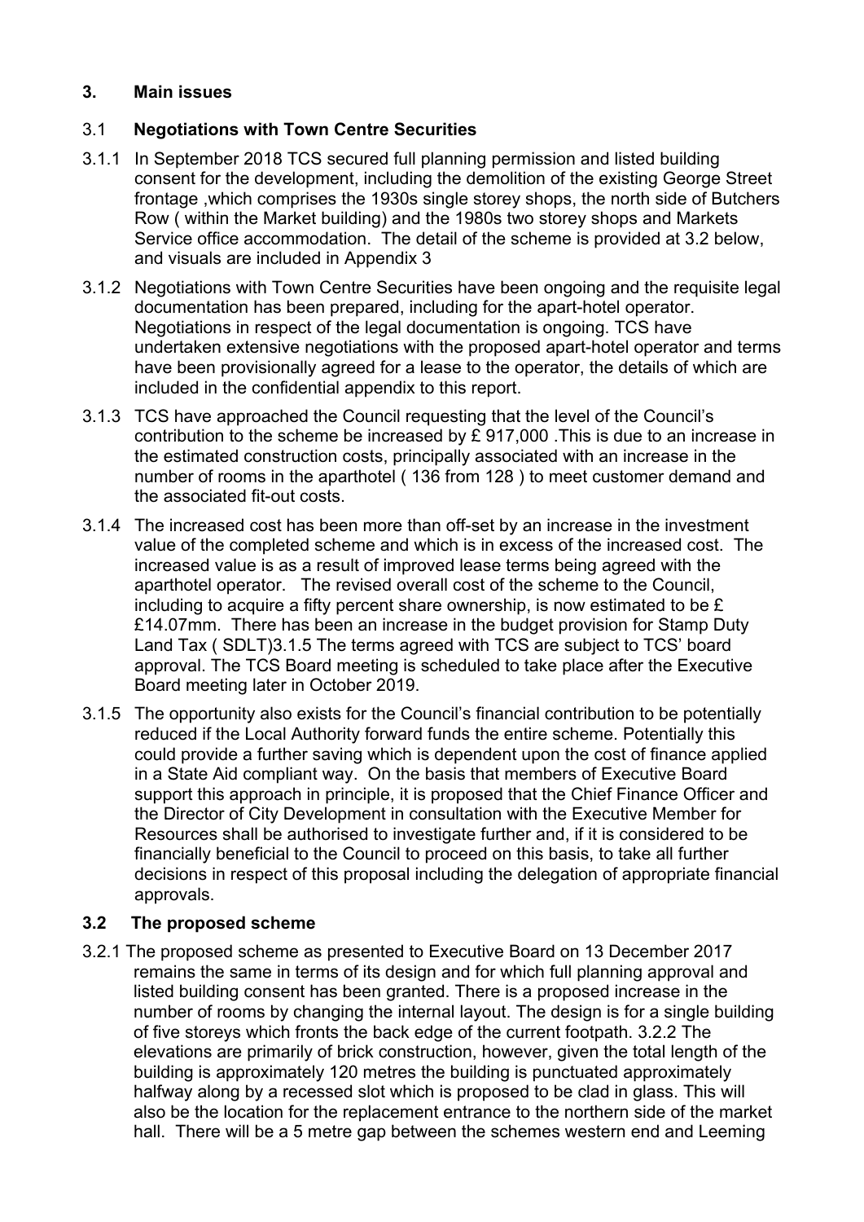## 3. Main issues

### 3.1 Negotiations with Town Centre Securities

3.1.1 In September 2018 TCS secured full planning permission and listed building consent for the development, including the demolition of the existing George Street frontage ,which comprises the 1930s single storey shops, the north side of Butchers Row ( within the Market building) and the 1980s two storey shops and Markets Service office accommodation. The detail of the scheme is provided at 3.2 below, and visuals are included in Appendix 3

3.1.2 Negotiations with Town Centre Securities have been ongoing and the requisite legal documentation has been prepared, including for the apart-hotel operator. Negotiations in respect of the legal documentation is ongoing. TCS have undertaken extensive negotiations with the proposed apart-hotel operator and terms have been provisionally agreed for a lease to the operator, the details of which are included in the confidential appendix to this report.

3.1.3 TCS have approached the Council requesting that the level of the Council's contribution to the scheme be increased by £ 917,000 .This is due to an increase in the estimated construction costs, principally associated with an increase in the number of rooms in the aparthotel ( 136 from 128 ) to meet customer demand and the associated fit-out costs.

3.1.4 The increased cost has been more than off-set by an increase in the investment value of the completed scheme and which is in excess of the increased cost. The increased value is as a result of improved lease terms being agreed with the aparthotel operator. The revised overall cost of the scheme to the Council, including to acquire a fifty percent share ownership, is now estimated to be £ £14.07mm. There has been an increase in the budget provision for Stamp Duty Land Tax ( SDLT)3.1.5 The terms agreed with TCS are subject to TCS' board approval. The TCS Board meeting is scheduled to take place after the Executive Board meeting later in October 2019.

3.1.5 The opportunity also exists for the Council's financial contribution to be potentially reduced if the Local Authority forward funds the entire scheme. Potentially this could provide a further saving which is dependent upon the cost of finance applied in a State Aid compliant way. On the basis that members of Executive Board support this approach in principle, it is proposed that the Chief Finance Officer and the Director of City Development in consultation with the Executive Member for Resources shall be authorised to investigate further and, if it is considered to be financially beneficial to the Council to proceed on this basis, to take all further decisions in respect of this proposal including the delegation of appropriate financial approvals.

### 3.2 The proposed scheme

3.2.1 The proposed scheme as presented to Executive Board on 13 December 2017 remains the same in terms of its design and for which full planning approval and listed building consent has been granted. There is a proposed increase in the number of rooms by changing the internal layout. The design is for a single building of five storeys which fronts the back edge of the current footpath. 3.2.2 The elevations are primarily of brick construction, however, given the total length of the building is approximately 120 metres the building is punctuated approximately halfway along by a recessed slot which is proposed to be clad in glass. This will also be the location for the replacement entrance to the northern side of the market hall. There will be a 5 metre gap between the schemes western end and Leeming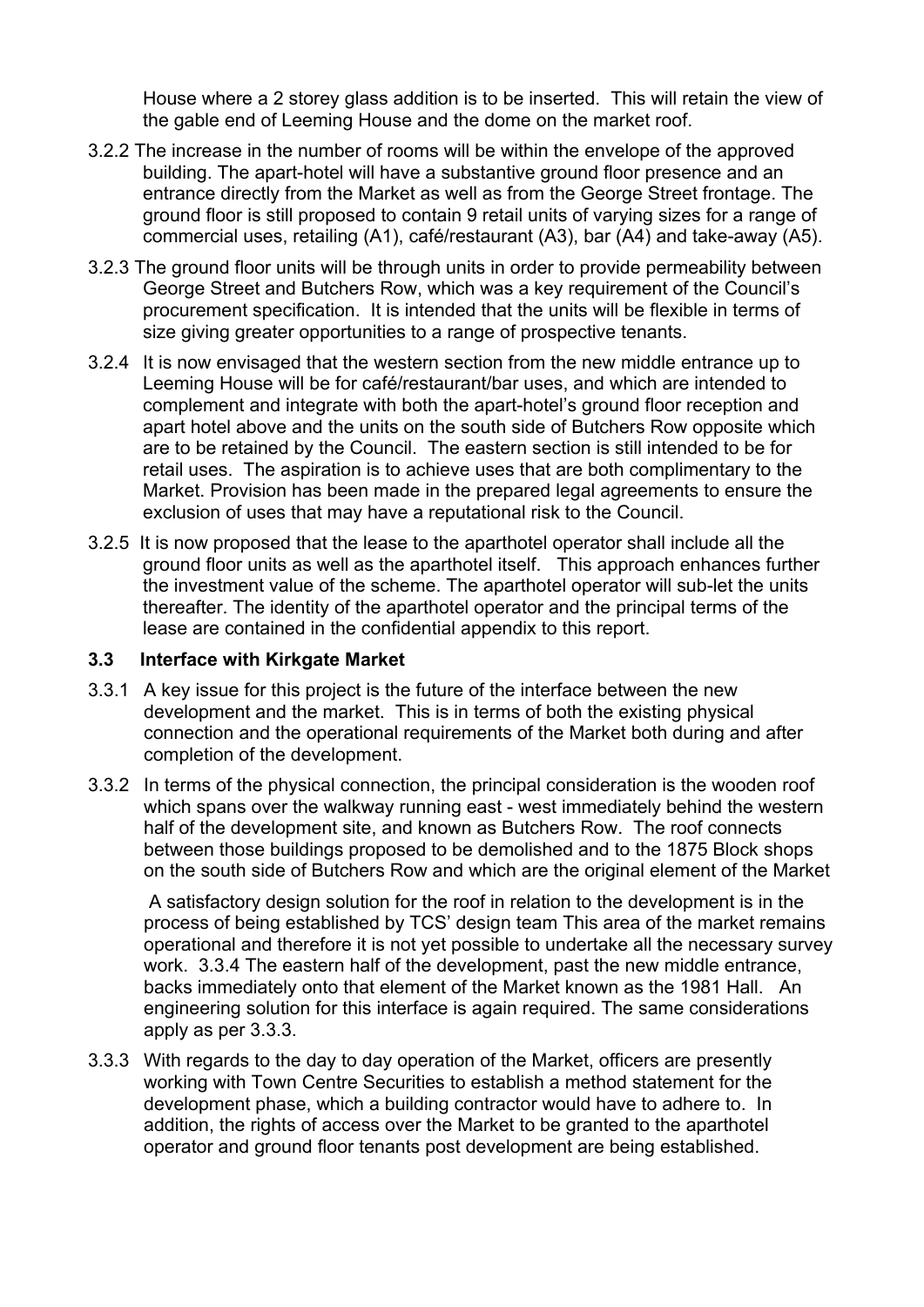House where a 2 storey glass addition is to be inserted. This will retain the view of the gable end of Leeming House and the dome on the market roof.

3.2.2 The increase in the number of rooms will be within the envelope of the approved building. The apart-hotel will have a substantive ground floor presence and an entrance directly from the Market as well as from the George Street frontage. The ground floor is still proposed to contain 9 retail units of varying sizes for a range of commercial uses, retailing (A1), café/restaurant (A3), bar (A4) and take-away (A5).

3.2.3 The ground floor units will be through units in order to provide permeability between George Street and Butchers Row, which was a key requirement of the Council's procurement specification. It is intended that the units will be flexible in terms of size giving greater opportunities to a range of prospective tenants.

3.2.4 It is now envisaged that the western section from the new middle entrance up to Leeming House will be for café/restaurant/bar uses, and which are intended to complement and integrate with both the apart-hotel's ground floor reception and apart hotel above and the units on the south side of Butchers Row opposite which are to be retained by the Council. The eastern section is still intended to be for retail uses. The aspiration is to achieve uses that are both complimentary to the Market. Provision has been made in the prepared legal agreements to ensure the exclusion of uses that may have a reputational risk to the Council.

3.2.5 It is now proposed that the lease to the aparthotel operator shall include all the ground floor units as well as the aparthotel itself. This approach enhances further the investment value of the scheme. The aparthotel operator will sub-let the units thereafter. The identity of the aparthotel operator and the principal terms of the lease are contained in the confidential appendix to this report.

### 3.3 Interface with Kirkgate Market

3.3.1 A key issue for this project is the future of the interface between the new development and the market. This is in terms of both the existing physical connection and the operational requirements of the Market both during and after completion of the development.

3.3.2 In terms of the physical connection, the principal consideration is the wooden roof which spans over the walkway running east - west immediately behind the western half of the development site, and known as Butchers Row. The roof connects between those buildings proposed to be demolished and to the 1875 Block shops on the south side of Butchers Row and which are the original element of the Market

A satisfactory design solution for the roof in relation to the development is in the process of being established by TCS' design team This area of the market remains operational and therefore it is not yet possible to undertake all the necessary survey work. 3.3.4 The eastern half of the development, past the new middle entrance, backs immediately onto that element of the Market known as the 1981 Hall. An engineering solution for this interface is again required. The same considerations apply as per 3.3.3.

3.3.3 With regards to the day to day operation of the Market, officers are presently working with Town Centre Securities to establish a method statement for the development phase, which a building contractor would have to adhere to. In addition, the rights of access over the Market to be granted to the aparthotel operator and ground floor tenants post development are being established.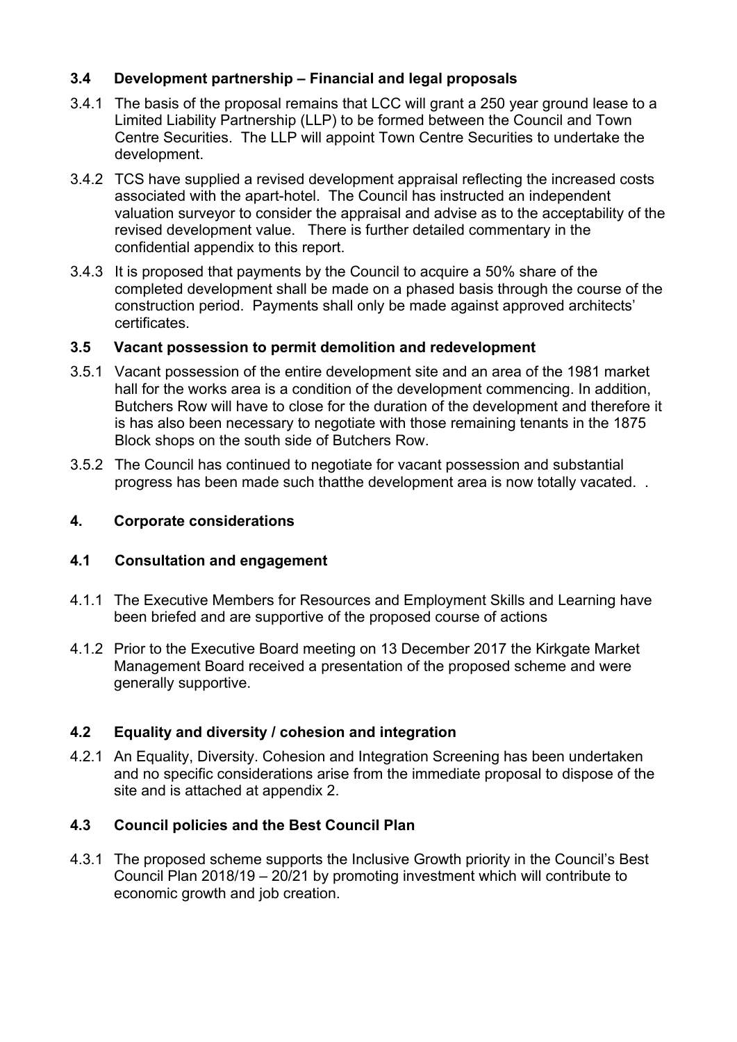### 3.4 Development partnership – Financial and legal proposals

3.4.1 The basis of the proposal remains that LCC will grant a 250 year ground lease to a Limited Liability Partnership (LLP) to be formed between the Council and Town Centre Securities. The LLP will appoint Town Centre Securities to undertake the development.

3.4.2 TCS have supplied a revised development appraisal reflecting the increased costs associated with the apart-hotel. The Council has instructed an independent valuation surveyor to consider the appraisal and advise as to the acceptability of the revised development value. There is further detailed commentary in the confidential appendix to this report.

3.4.3 It is proposed that payments by the Council to acquire a 50% share of the completed development shall be made on a phased basis through the course of the construction period. Payments shall only be made against approved architects' certificates.

### 3.5 Vacant possession to permit demolition and redevelopment

3.5.1 Vacant possession of the entire development site and an area of the 1981 market hall for the works area is a condition of the development commencing. In addition, Butchers Row will have to close for the duration of the development and therefore it is has also been necessary to negotiate with those remaining tenants in the 1875 Block shops on the south side of Butchers Row.

3.5.2 The Council has continued to negotiate for vacant possession and substantial progress has been made such thatthe development area is now totally vacated. .

## 4. Corporate considerations

### 4.1 Consultation and engagement

4.1.1 The Executive Members for Resources and Employment Skills and Learning have been briefed and are supportive of the proposed course of actions

4.1.2 Prior to the Executive Board meeting on 13 December 2017 the Kirkgate Market Management Board received a presentation of the proposed scheme and were generally supportive.

### 4.2 Equality and diversity / cohesion and integration

4.2.1 An Equality, Diversity. Cohesion and Integration Screening has been undertaken and no specific considerations arise from the immediate proposal to dispose of the site and is attached at appendix 2.

### 4.3 Council policies and the Best Council Plan

4.3.1 The proposed scheme supports the Inclusive Growth priority in the Council's Best Council Plan 2018/19 – 20/21 by promoting investment which will contribute to economic growth and job creation.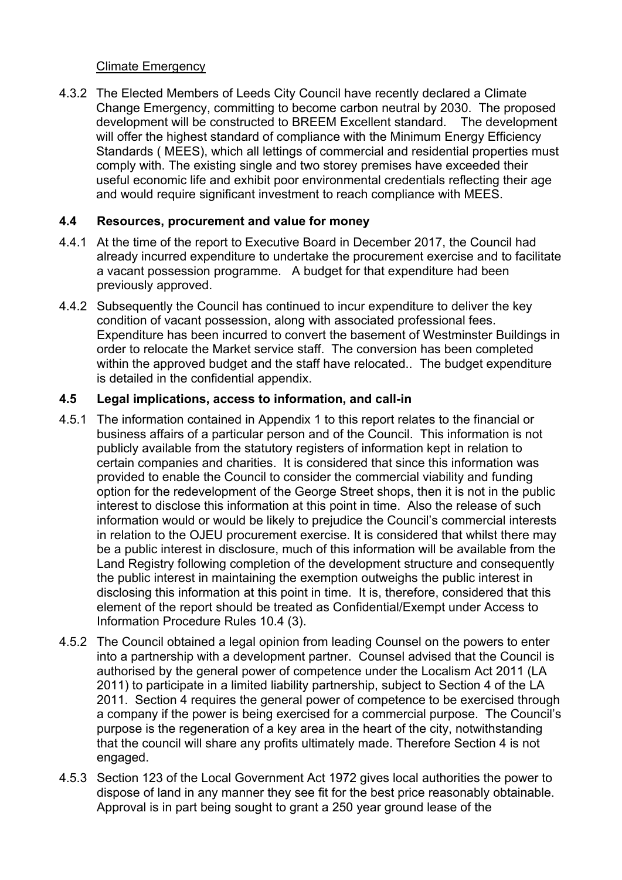Climate Emergency

4.3.2 The Elected Members of Leeds City Council have recently declared a Climate Change Emergency, committing to become carbon neutral by 2030. The proposed development will be constructed to BREEM Excellent standard. The development will offer the highest standard of compliance with the Minimum Energy Efficiency Standards ( MEES), which all lettings of commercial and residential properties must comply with. The existing single and two storey premises have exceeded their useful economic life and exhibit poor environmental credentials reflecting their age and would require significant investment to reach compliance with MEES.

### 4.4 Resources, procurement and value for money

4.4.1 At the time of the report to Executive Board in December 2017, the Council had already incurred expenditure to undertake the procurement exercise and to facilitate a vacant possession programme. A budget for that expenditure had been previously approved.

4.4.2 Subsequently the Council has continued to incur expenditure to deliver the key condition of vacant possession, along with associated professional fees. Expenditure has been incurred to convert the basement of Westminster Buildings in order to relocate the Market service staff. The conversion has been completed within the approved budget and the staff have relocated.. The budget expenditure is detailed in the confidential appendix.

### 4.5 Legal implications, access to information, and call-in

4.5.1 The information contained in Appendix 1 to this report relates to the financial or business affairs of a particular person and of the Council. This information is not publicly available from the statutory registers of information kept in relation to certain companies and charities. It is considered that since this information was provided to enable the Council to consider the commercial viability and funding option for the redevelopment of the George Street shops, then it is not in the public interest to disclose this information at this point in time. Also the release of such information would or would be likely to prejudice the Council's commercial interests in relation to the OJEU procurement exercise. It is considered that whilst there may be a public interest in disclosure, much of this information will be available from the Land Registry following completion of the development structure and consequently the public interest in maintaining the exemption outweighs the public interest in disclosing this information at this point in time. It is, therefore, considered that this element of the report should be treated as Confidential/Exempt under Access to Information Procedure Rules 10.4 (3).

4.5.2 The Council obtained a legal opinion from leading Counsel on the powers to enter into a partnership with a development partner. Counsel advised that the Council is authorised by the general power of competence under the Localism Act 2011 (LA 2011) to participate in a limited liability partnership, subject to Section 4 of the LA 2011. Section 4 requires the general power of competence to be exercised through a company if the power is being exercised for a commercial purpose. The Council's purpose is the regeneration of a key area in the heart of the city, notwithstanding that the council will share any profits ultimately made. Therefore Section 4 is not engaged.

4.5.3 Section 123 of the Local Government Act 1972 gives local authorities the power to dispose of land in any manner they see fit for the best price reasonably obtainable. Approval is in part being sought to grant a 250 year ground lease of the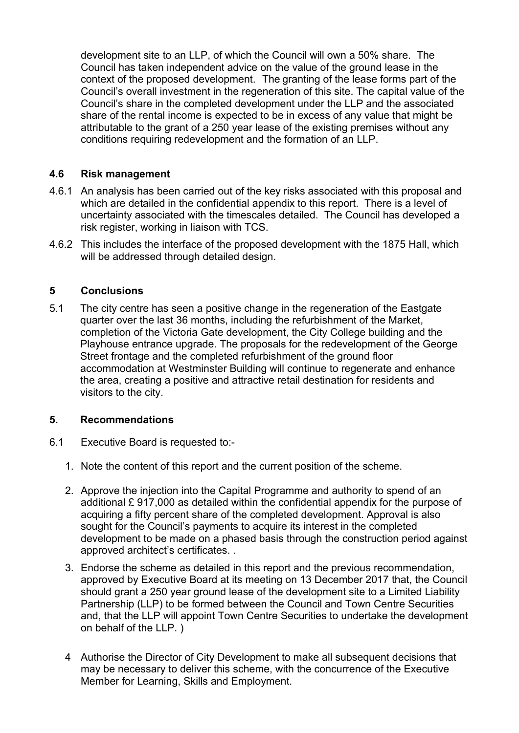development site to an LLP, of which the Council will own a 50% share. The Council has taken independent advice on the value of the ground lease in the context of the proposed development. The granting of the lease forms part of the Council's overall investment in the regeneration of this site. The capital value of the Council's share in the completed development under the LLP and the associated share of the rental income is expected to be in excess of any value that might be attributable to the grant of a 250 year lease of the existing premises without any conditions requiring redevelopment and the formation of an LLP.

### 4.6 Risk management

4.6.1 An analysis has been carried out of the key risks associated with this proposal and which are detailed in the confidential appendix to this report. There is a level of uncertainty associated with the timescales detailed. The Council has developed a risk register, working in liaison with TCS.

4.6.2 This includes the interface of the proposed development with the 1875 Hall, which will be addressed through detailed design.

## 5 Conclusions

5.1 The city centre has seen a positive change in the regeneration of the Eastgate quarter over the last 36 months, including the refurbishment of the Market, completion of the Victoria Gate development, the City College building and the Playhouse entrance upgrade. The proposals for the redevelopment of the George Street frontage and the completed refurbishment of the ground floor accommodation at Westminster Building will continue to regenerate and enhance the area, creating a positive and attractive retail destination for residents and visitors to the city.

## 5. Recommendations

6.1 Executive Board is requested to:-

1. Note the content of this report and the current position of the scheme.

2. Approve the injection into the Capital Programme and authority to spend of an additional £ 917,000 as detailed within the confidential appendix for the purpose of acquiring a fifty percent share of the completed development. Approval is also sought for the Council's payments to acquire its interest in the completed development to be made on a phased basis through the construction period against approved architect's certificates. .

3. Endorse the scheme as detailed in this report and the previous recommendation, approved by Executive Board at its meeting on 13 December 2017 that, the Council should grant a 250 year ground lease of the development site to a Limited Liability Partnership (LLP) to be formed between the Council and Town Centre Securities and, that the LLP will appoint Town Centre Securities to undertake the development on behalf of the LLP. )

4 Authorise the Director of City Development to make all subsequent decisions that may be necessary to deliver this scheme, with the concurrence of the Executive Member for Learning, Skills and Employment.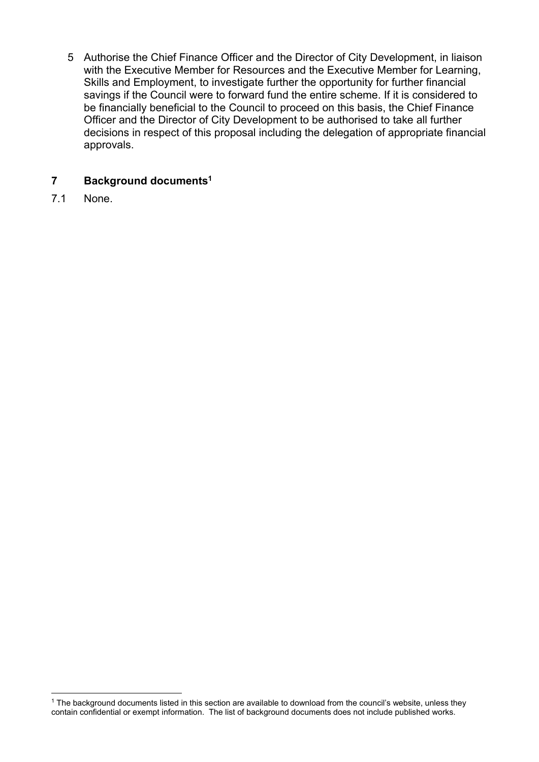5 Authorise the Chief Finance Officer and the Director of City Development, in liaison with the Executive Member for Resources and the Executive Member for Learning, Skills and Employment, to investigate further the opportunity for further financial savings if the Council were to forward fund the entire scheme. If it is considered to be financially beneficial to the Council to proceed on this basis, the Chief Finance Officer and the Director of City Development to be authorised to take all further decisions in respect of this proposal including the delegation of appropriate financial approvals.

## 7 Background documents[1]

7.1 None.

[1] The background documents listed in this section are available to download from the council's website, unless they contain confidential or exempt information. The list of background documents does not include published works.